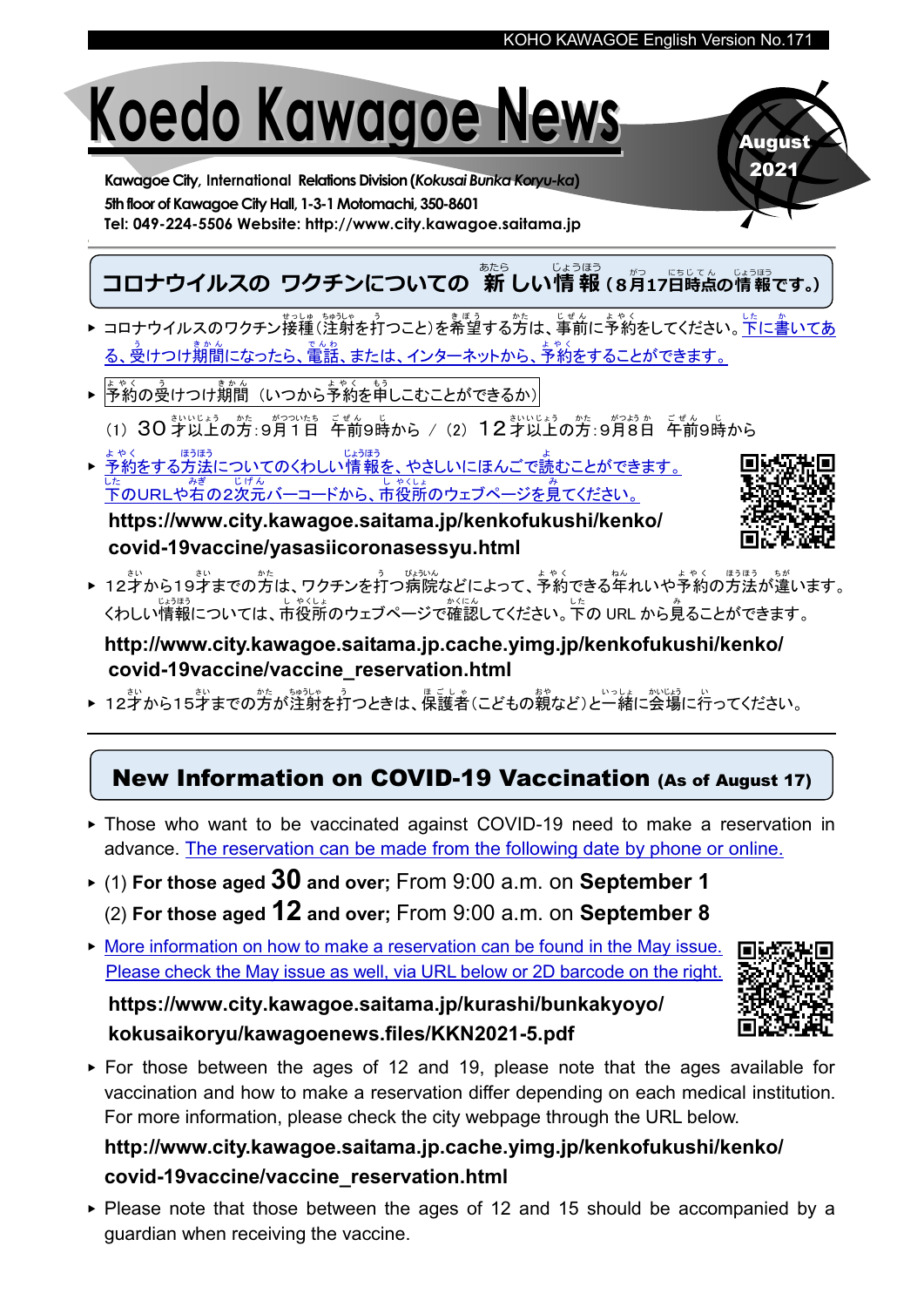KOHO KAWAGOE English Version No.171

# Koedo Kawagoe News

**August 2021**

**Kawagoe City, International Relations Division (*Kokusai Bunka Koryu-ka*)**
**5th floor of Kawagoe City Hall, 1-3-1 Motomachi, 350-8601**
**Tel: 049-224-5506 Website: http://www.city.kawagoe.saitama.jp**

## コロナウイルスの ワクチンについての 新しい情報（8月17日時点の情報です。）

- コロナウイルスのワクチン接種（注射を打つこと）を希望する方は、事前に予約をしてください。下に書いてある、受けつけ期間になったら、電話、または、インターネットから、予約をすることができます。
- 予約の受けつけ期間（いつから予約を申しこむことができるか）

（1）30才以上の方：9月1日 午前9時から ／（2）12才以上の方：9月8日 午前9時から

- 予約をする方法についてのくわしい情報を、やさしいにほんごで読むことができます。下のURLや右の2次元バーコードから、市役所のウェブページを見てください。

**https://www.city.kawagoe.saitama.jp/kenkofukushi/kenko/covid-19vaccine/yasasiicoronasessyu.html**

- 12才から19才までの方は、ワクチンを打つ病院などによって、予約できる年れいや予約の方法が違います。くわしい情報については、市役所のウェブページで確認してください。下の URL から見ることができます。

**http://www.city.kawagoe.saitama.jp.cache.yimg.jp/kenkofukushi/kenko/covid-19vaccine/vaccine_reservation.html**

- 12才から15才までの方が注射を打つときは、保護者（こどもの親など）と一緒に会場に行ってください。

---

## New Information on COVID-19 Vaccination (As of August 17)

- Those who want to be vaccinated against COVID-19 need to make a reservation in advance. The reservation can be made from the following date by phone or online.
- (1) **For those aged 30 and over;** From 9:00 a.m. on **September 1**

  (2) **For those aged 12 and over;** From 9:00 a.m. on **September 8**
- More information on how to make a reservation can be found in the May issue. Please check the May issue as well, via URL below or 2D barcode on the right.

**https://www.city.kawagoe.saitama.jp/kurashi/bunkakyoyo/kokusaikoryu/kawagoenews.files/KKN2021-5.pdf**

- For those between the ages of 12 and 19, please note that the ages available for vaccination and how to make a reservation differ depending on each medical institution. For more information, please check the city webpage through the URL below.

**http://www.city.kawagoe.saitama.jp.cache.yimg.jp/kenkofukushi/kenko/covid-19vaccine/vaccine_reservation.html**

- Please note that those between the ages of 12 and 15 should be accompanied by a guardian when receiving the vaccine.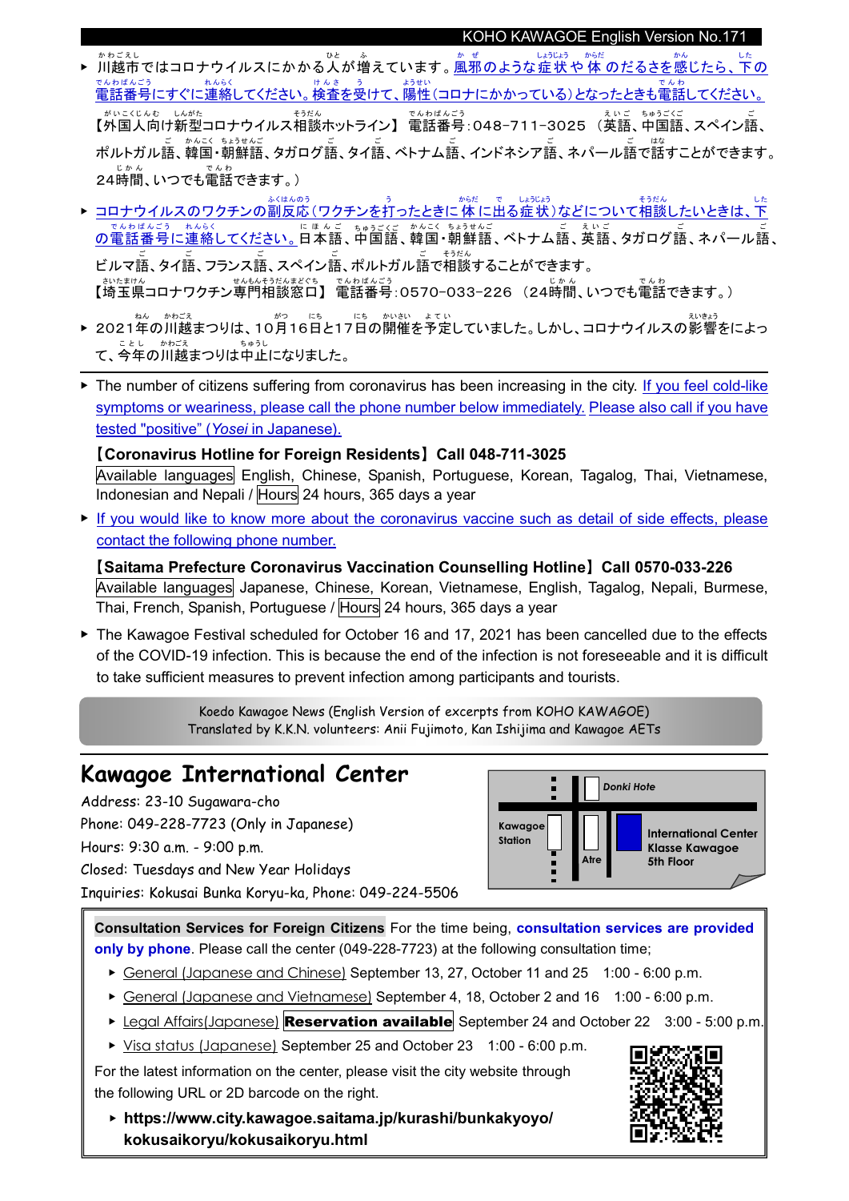- 川越市ではコロナウイルスにかかる人が増えています。風邪のような症状や体のだるさを感じたら、下の電話番号にすぐに連絡してください。検査を受けて、陽性(コロナにかかっている)となったときも電話してください。

【外国人向け新型コロナウイルス相談ホットライン】電話番号:048-711-3025（英語、中国語、スペイン語、ポルトガル語、韓国・朝鮮語、タガログ語、タイ語、ベトナム語、インドネシア語、ネパール語で話すことができます。24時間、いつでも電話できます。）

- コロナウイルスのワクチンの副反応(ワクチンを打ったときに体に出る症状)などについて相談したいときは、下の電話番号に連絡してください。日本語、中国語、韓国・朝鮮語、ベトナム語、英語、タガログ語、ネパール語、ビルマ語、タイ語、フランス語、スペイン語、ポルトガル語で相談することができます。

【埼玉県コロナワクチン専門相談窓口】電話番号:0570-033-226（24時間、いつでも電話できます。）

- 2021年の川越まつりは、10月16日と17日の開催を予定していました。しかし、コロナウイルスの影響をによって、今年の川越まつりは中止になりました。

---

- The number of citizens suffering from coronavirus has been increasing in the city. If you feel cold-like symptoms or weariness, please call the phone number below immediately. Please also call if you have tested "positive" (*Yosei* in Japanese).

**【Coronavirus Hotline for Foreign Residents】Call 048-711-3025**

Available languages English, Chinese, Spanish, Portuguese, Korean, Tagalog, Thai, Vietnamese, Indonesian and Nepali / Hours 24 hours, 365 days a year

- If you would like to know more about the coronavirus vaccine such as detail of side effects, please contact the following phone number.

**【Saitama Prefecture Coronavirus Vaccination Counselling Hotline】Call 0570-033-226**

Available languages Japanese, Chinese, Korean, Vietnamese, English, Tagalog, Nepali, Burmese, Thai, French, Spanish, Portuguese / Hours 24 hours, 365 days a year

- The Kawagoe Festival scheduled for October 16 and 17, 2021 has been cancelled due to the effects of the COVID-19 infection. This is because the end of the infection is not foreseeable and it is difficult to take sufficient measures to prevent infection among participants and tourists.

Koedo Kawagoe News (English Version of excerpts from KOHO KAWAGOE)
Translated by K.K.N. volunteers: Anii Fujimoto, Kan Ishijima and Kawagoe AETs

---

# Kawagoe International Center

Address: 23-10 Sugawara-cho
Phone: 049-228-7723 (Only in Japanese)
Hours: 9:30 a.m. - 9:00 p.m.
Closed: Tuesdays and New Year Holidays
Inquiries: Kokusai Bunka Koryu-ka, Phone: 049-224-5506

Donki Hote
Kawagoe Station
Atre
International Center Klasse Kawagoe 5th Floor

**Consultation Services for Foreign Citizens** For the time being, **consultation services are provided only by phone**. Please call the center (049-228-7723) at the following consultation time;

- General (Japanese and Chinese) September 13, 27, October 11 and 25 1:00 - 6:00 p.m.
- General (Japanese and Vietnamese) September 4, 18, October 2 and 16 1:00 - 6:00 p.m.
- Legal Affairs(Japanese) **Reservation available** September 24 and October 22 3:00 - 5:00 p.m.
- Visa status (Japanese) September 25 and October 23 1:00 - 6:00 p.m.

For the latest information on the center, please visit the city website through the following URL or 2D barcode on the right.

- **https://www.city.kawagoe.saitama.jp/kurashi/bunkakyoyo/kokusaikoryu/kokusaikoryu.html**